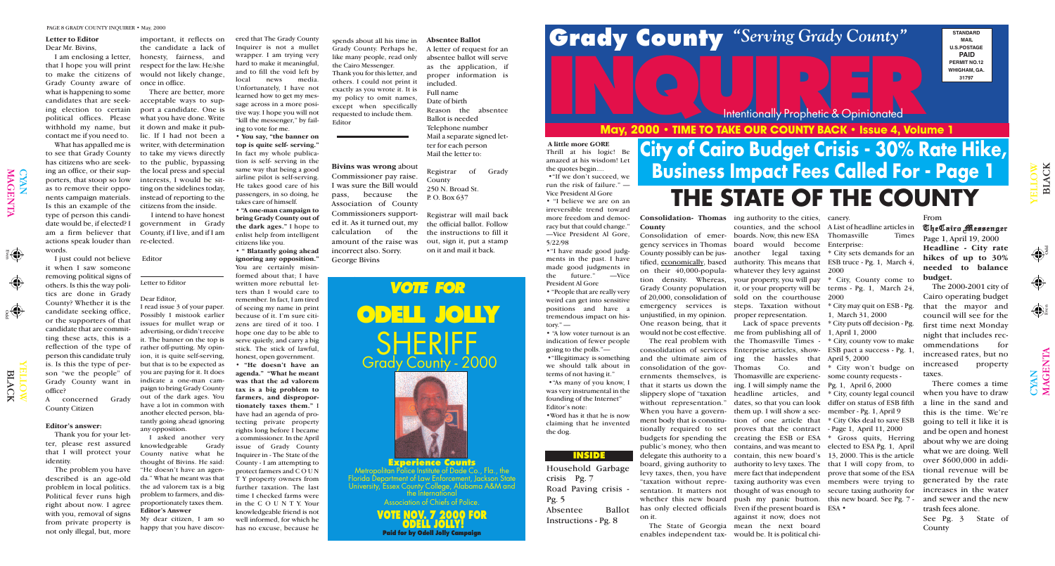## Letter to Editor

Dear Mr. Bivins,

I am enclosing a letter, that I hope you will print to make the citizens of Grady County aware of what is happening to some candidates that are seeking election to certain political offices. Please withhold my name, but contact me if you need to.

What has appalled me is to see that Grady County has citizens who are seeking an office, or their supporters, that stoop so low as to remove their opponents campaign materials. Is this an example of the type of person this candidate would be, if elected? I am a firm believer that actions speak louder than words.

I just could not believe it when I saw someone removing political signs of others. Is this the way politics are done in Grady County? Whether it is the candidate seeking office, or the supporters of that candidate that are committing these acts, this is a reflection of the type of person this candidate truly is. Is this the type of person "we the people" of Grady County want in office?

A concerned Grady County Citizen

**Editor's answer:**

Thank you for your letter, please rest assured that I will protect your identity.

The problem you have described is an age-old problem in local politics. Political fever runs high right about now. I agree with you, removal of signs from private property is not only illegal, but, more important, it reflects on the candidate a lack of honesty, fairness, and respect for the law. He/she would not likely change, once in office.

There are better, more acceptable ways to support a candidate. One is what you have done. Write it down and make it public. If I had not been a writer, with determination to take my views directly to the public, bypassing the local press and special interests, I would be sitting on the sidelines today, instead of reporting to the citizens from the inside.

I intend to have honest government in Grady County, if I live, and if I am re-elected.

Editor

---

Letter to Editor

Dear Editor,

I read issue 3 of your paper. Possibly I mistook earlier issues for mullet wrap or advertising, or didn't receive it. The banner on the top is rather off-putting. My opinion, it is quite self-serving, but that is to be expected as you are paying for it. It does indicate a one-man campaign to bring Grady County out of the dark ages. You have a lot in common with another elected person, blatantly going ahead ignoring any opposition.

I asked another very knowledgeable Grady County native what he thought of Bivins. He said: "He doesn't have an agenda." What he meant was that the ad valorem tax is a big problem to farmers, and disproportionately taxes them.

**Editor's Answer**

My dear citizen, I am so happy that you have discovered that The Grady County Inquirer is not a mullet wrapper. I am trying very hard to make it meaningful, and to fill the void left by local news media. Unfortunately, I have not learned how to get my message across in a more positive way. I hope you will not "kill the messenger," by failing to vote for me.

**• You say, "the banner on top is quite self- serving."** In fact my whole publication is self- serving in the same way that being a good airline pilot is self-serving. He takes good care of his passengers, in so doing, he takes care of himself.

**• "A one-man campaign to bring Grady County out of the dark ages."** I hope to enlist help from intelligent citizens like you.

**• " Blatantly going ahead ignoring any opposition."** You are certainly misinformed about that; I have written more rebuttal letters than I would care to remember. In fact, I am tired of seeing my name in print because of it. I'm sure citizens are tired of it too. I hope one day to be able to serve quietly, and carry a big stick. The stick of lawful, honest, open government.

**• "He doesn't have an agenda." "What he meant was that the ad valorem tax is a big problem to farmers, and disproportionately taxes them."** I have had an agenda of protecting private property rights long before I became a commissioner. In the April issue of Grady County Inquirer is - The State of the County - I am attempting to protect farmers and C O U N T Y property owners from further taxation. The last time I checked farms were in the C O U N T Y. Your knowledgeable friend is not well informed, for which he has no excuse, because he spends about all his time in Grady County. Perhaps he, like many people, read only the Cairo Messenger.

Thank you for this letter, and others. I could not print it exactly as you wrote it. It is my policy to omit names, except when specifically requested to include them.

Editor

---

**Bivins was wrong** about Commissioner pay raise. I was sure the Bill would pass, because the Association of County Commissioners supported it. As it turned out, my calculation of the amount of the raise was incorrect also. Sorry.

George Bivins

---

**Absentee Ballot**

A letter of request for an absentee ballot will serve as the application, if proper information is included.

Full name
Date of birth
Reason the absentee Ballot is needed
Telephone number
Mail a separate signed letter for each person
Mail the letter to:

Registrar of Grady County
250 N. Broad St.
P. O. Box 637

Registrar will mail back the official ballot. Follow the instructions to fill it out, sign it, put a stamp on it and mail it back.

---

**VOTE FOR**

**ODELL JOLLY**

**SHERIFF**

Grady County - 2000

**Experience Counts**

Metropolitan Police Institute of Dade Co., Fla., the Florida Department of Law Enforcement, Jackson State University, Essex County College, Alabama A&M and the International Association of Chiefs of Police.

**VOTE NOV. 7 2000 FOR ODELL JOLLY!**

**Paid for by Odell Jolly Campaign**

---

# Grady County INQUIRER

*"Serving Grady County"*

Intentionally Prophetic & Opinionated

STANDARD MAIL U.S.POSTAGE PAID PERMIT NO.12 WHIGHAM, GA. 31797

**May, 2000 • TIME TO TAKE OUR COUNTY BACK • Issue 4, Volume 1**

**A little more GORE**

Thrill at his logic! Be amazed at his wisdom! Let the quotes begin....

•"If we don't succeed, we run the risk of failure." —Vice President Al Gore

• "I believe we are on an irreversible trend toward more freedom and democracy but that could change." —Vice President Al Gore, 5/22/98

•"I have made good judgments in the past. I have made good judgments in the future." —Vice President Al Gore

• "People that are really very weird can get into sensitive positions and have a tremendous impact on history." —

• "A low voter turnout is an indication of fewer people going to the polls."—

•"Illegitimacy is something we should talk about in terms of not having it."

•"As many of you know, I was very instrumental in the founding of the Internet"

Editor's note:

•Word has it that he is now claiming that he invented the dog.

**INSIDE**

Household Garbage crisis Pg. 7
Road Paving crisis - Pg. 5
Absentee Ballot Instructions - Pg. 8

## City of Cairo Budget Crisis - 30% Rate Hike, Business Impact Fees Called For - Page 1

# THE STATE OF THE COUNTY

**Consolidation- Thomas County**

Consolidation of emergency services in Thomas County possibly can be justified, economically, based on their 40,000-population density. Whereas, Grady County population of 20,000, consolidation of emergency services is unjustified, in my opinion. One reason being, that it would not be cost effective.

The real problem with consolidation of services and the ultimate aim of consolidation of the governments themselves, is that it starts us down the slippery slope of "taxation without representation." When you have a government body that is constitutionally required to set budgets for spending the public's money, who then delegate this authority to a board, giving authority to levy taxes, then, you have "taxation without representation. It matters not whether this new board has only elected officials on it.

The State of Georgia enables independent taxing authority to the cities, counties, and the school boards. Now, this new ESA board would become another legal taxing authority. This means that whatever they levy against your property, you will pay it, or your property will be sold on the courthouse steps. Taxation without proper representation.

Lack of space prevents me from publishing all of the Thomasville Times - Enterprise articles, showing the hassles that Thomas Co. and Thomasville are experiencing. I will simply name the headline articles, and dates, so that you can look them up. I will show a section of one article that proves that the contract creating the ESB or ESA contains, and was meant to contain, this new board's authority to levy taxes. The mere fact that independent taxing authority was even thought of was enough to push my panic button. Even if the present board is against it now, does not mean the next board would be. It is political chicanery.

A List of headline articles in Thomasville Times Enterprise:

* City sets demands for an ESB truce - Pg. 1, March 4, 2000
* City, County come to terms - Pg. 1, March 24, 2000
* City may quit on ESB - Pg. 1, March 31, 2000
* City puts off decision - Pg. 1, April 1, 2000
* City, county vow to make ESB pact a success - Pg. 1, April 5, 2000
* City won't budge on some county requests - Pg. 1, April 6, 2000
* City, county legal council differ on status of ESB fifth member - Pg. 1, April 9
* City OKs deal to save ESB - Page 1, April 11, 2000
* Gross quits, Herring elected to ESA Pg. 1, April 13, 2000. This is the article that I will copy from, to prove that some of the ESA members were trying to secure taxing authority for this new board. See Pg. 7 - ESA •

From

The Cairo Messenger

Page 1, April 19, 2000

**Headline - City rate hikes of up to 30% needed to balance budget.**

The 2000-2001 city of Cairo operating budget that the mayor and council will see for the first time next Monday night that includes recommendations for increased rates, but no increased property taxes.

There comes a time when you have to draw a line in the sand and this is the time. We're going to tell it like it is and be open and honest about what we are doing. Well over $600,000 in additional revenue will be generated by the rate increases in the water and sewer and the new trash fees alone.

See Pg. 3 State of County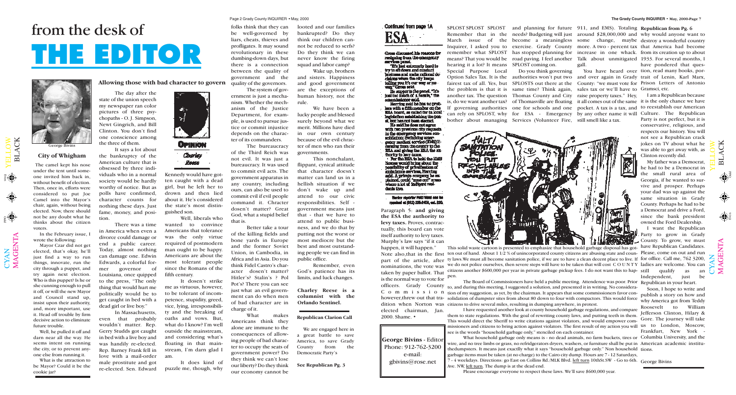# from the desk of THE EDITOR

George Bivins

## City of Whigham

The camel kept his nose under the tent until someone invited him back in, without benefit of election. Then, once in, efforts were considered to put Joe Camel into the Mayor's chair, again, without being elected. Now, there should not be any doubt what he thinks about the citizen voters.

In the February issue, I wrote the following:

Mayor Czar did not get elected, that's okay, he'll just find a way to run things, innovate, run the city through a puppet, and try again next election. Who is this puppet? Is he or she cunning enough to pull it off, or will the new Mayor and Council stand up, insist upon their authority, and, more important, use it. Head off trouble by firm decisive action to eliminate future trouble.

Well, he pulled it off and darn near all the way. He seems intent on running the city, or to prevent anyone else from running it.

What is the attraction to be Mayor? Could it be the cookie jar?

## Allowing those with bad character to govern

OPINION

Charley Reese

The day after the state of the union speech my newspaper ran color pictures of three psychopaths - O. J. Simpson, Newt Gingrich, and Bill Clinton. You don't find one conscience among the three of them.

It says a lot about the bankruptcy of the American culture that is obsessed by three individuals who in a normal society would be hardly worthy of notice. But as polls have confirmed, character counts for nothing these days. Just fame, money, and position.

There was a time in America when even a divorce could damage or end a public career. Today, almost nothing can damage one. Edwin Edwards, a colorful former governor of Louisiana, once quipped to the press, "The only thing that would hurt me politically would be to get caught in bed with a dead girl or live boy."

In Massachusetts, even that probably wouldn't matter. Rep. Gerry Studds got caught in bed with a live boy and was handily re-elected. Rep. Barney Frank fell in love with a mail-order male prostitute and got re-elected. Sen. Edward Kennedy would have gotten caught with a dead girl, but he left her to drown and then lied about it. He's considered the state's most distinguished son.

Well, liberals who wanted to convince Americans that tolerance was the only virtue required of postmodern man ought to be happy. Americans are about the most tolerant people since the Romans of the fifth century.

It dosen't strike me as virtuous, however, to be tolerant of incompetence, stupidity, greed, vice, lying, irresponsibility and the breaking of oaths and vows. But, what do I know? I'm well outside the mainstream, and considering what's floating in that mainstream, I'm darn glad I am.

It does kind of puzzle me, though, why folks think that they can be well-governed by liars, cheats, thieves and profligates. It may sound revolutionary in these dumbing-down days, but there is a connection between the quality of government and the quality of the governors.

The system of government is just a mechanism. Whether the mechanism of the Justice Department, for example, is used to pursue justice or commit injustice depends on the character of its commanders.

The bureaucracy of the Third Reich was not evil. It was just a bureaucracy. It was used to commit evil acts. The government apparatus in any country, including ours, can also be used to commit evil if evil people command it. Chracter doesn't matter? Great God, what a stupid belief that is.

Better take a tour of the killing fields and bone yards in Europe and the former Soviet Union, in Cambodia, in Africa and in Asia. Do you think Fidel Castro's character dosen't matter? Hitler's? Stalin's ? Pol Pot's? There you can see just what an evil government can do when men of bad character are in charge of it.

What makes Americans think they alone are immune to the consequences of allowing people of bad character to occupy the seats of government power? Do they think we can't lose our liberty? Do they think our economy cannot be looted and our families bankrupted? Do they think our children cannot be reduced to serfs? Do they think we can never know the firing squad and labor camp?

Wake up, brothers and sisters. Happiness and good government are the exceptions of human history, not the rule.

We have been a lucky people and blessed surely beyond what we merit. Millions have died in our own century because of the evil character of men who ran their governments.

This nonchalant, flippant, cynical attitude that character doesn't matter can land us in a hellish situation if we don't wake up and attend to our civic responsibilities. Self - government means just that - that we have to attend to public business, and we do that by putting not the worst or most mediocre but the best and most outstanding people we can find in public office.

Remember, even God's patience has its limits, and luck changes.

**Charley Reese is a columnist with the Orlando Sentinel.**

### Republican Clarion Call

We are engaged here in a great battle to save America, to save Grady County from the Democratic Party's

**See Republican Pg. 3**

Continued from page 1A

## ESA

Gross discussed his reasons for resigning from the emergency services panel.

"It's just extremely hard to try to sit down and conduct business and make rational decisions when the city keeps telling you it's our way or no way," Gross said.

He support is the panel. "It's just too much of a hassle," the commissioner said.

Herring said he has no problem with a fifth member on the ESA board, as called for in local legislation establishing the panel, but has not been elected.

He said he does not agree with two previous city requests in the emergency services consolidation: Switching emergency medical service (EMS) licensing from the county to the ESA and giving the ESA the authority to levy taxes.

For the ESA to hold the EMS license would bring about the possibility of privatization of ambulance services, Herring said. A private company he explained, could "zone out" areas where a lot of indigent residents live.

Senior reporter Patti Ward can be reached at (912) 226-2400, ext. 230.

Paragraph 5: **and giving the ESA the authority to levy taxes.** Proves, contractually, this board can vote itself authority to levy taxes. Murphy's law says "if it can happen, it will happen." Note also,that in the first part of the article, after nominations, the vote was taken by paper ballot. That is the normal way to vote for officers. Grady County Commission however,threw out that tradition when Norton was elected chairman, Jan. 2000. Shame. •

**George Bivins** - Editor
Phone: 912-762-3200
e-mail:
gbivins@rose.net

SPLOST SPLOST SPLOST Remember that in the March issue of the Inquirer, I asked you to remember what SPLOST means? That you would be hearing it a lot? It means Special Purpose Local Option Sales Tax. It is the fairest tax of all. Yes, but the problem is that it is another tax. The question is, do we want another tax? If governing authorities can rely on SPLOST, why bother about managing and planning for future needs? Budgeting will just become a meaningless exercise. Grady County has stopped planning for road paving. I feel another SPLOST coming on.

Do you think governing authorities won't put two SPLOSTS out there at the same time? Think again, Thomas County and City of Thomasville are floating one for schools and one for ESA - Emergency Services (Volunteer Fire, 911, and EMS). Totaling around $28,000,000 and some change, maybe more. A two - percent tax increase in one whack. Talk about unmitigated gall.

You have heard over and over again in Grady County: "we must vote for sales tax or we'll have to raise property taxes." Hey, it all comes out of the same pocket. A tax is a tax, and by any other name it will still smell like a tax.

This solid waste cartoon is presented to emphasize that household garbage disposal has gotten out of hand. About 1 1/2 % of unincorporated county citizens are abusing state and county laws.We must all become sanitation police, if we are to have a clean decent place to live. If we do not police ourselves, then severe steps will have to be taken that will cost C O U N T Y citizens another $600,000 per year in private garbage pickup fees. I do not want this to happen.

The Board of Commissioners have held a public meeting. Attendence was poor. Prior to, and during this meeting, I suggested a solution, and presented it in writing. No consideration of my suggestion, as yet, by the chairman. It appears that some commissioners favor consolidation of dumpster sites from about 80 down to four with compactors. This would force citizens to drive several miles, resulting in dumping anywhere, in protest.

I have requested another look at county household garbage regulations, and compare them to state regulations. With the goal of rewriting county laws, and putting teeth in them. This would direct the Sheriff to write citations against violators, and would empower commissioners and citizens to bring action against violators. The first result of my action you will see is the words "household garbage only," stenciled on each container.

What household garbage only means is - no dead animals, no farm buckets, tires or wire, and no tree limbs or grass, no refridgerators dryers, washers, or furniture shall be put in thedumpsters. It means just exactly what it says "household garbage only." Non household garbage items must be taken (at no charge) to the Cairo city dump. Hours are 7 - 12 Saturdays, 7 - 4 weekdays. Directions: go East on Collins Rd./MLK Blvd. left turn 10thSt.SW - Go to 6th. Ave. NW, left turn. The dump is at the dead end.

Please encourage everyone to respect these laws. We'll save $600,000 year.

**Republican from Pg. 6**

why would anyone want to destroy a wonderful country that America had become from its creation up to about 1933. For several months, I have pondered that question, read many books, portrait of Lenin, Karl Marx, Prison Letters of Antonio Gramsci, etc.

I am a Republican because it is the only chance we have to reestablish our American Culture. The Republican Party is not perfect, but it is conservative, religious, and respects our history. You will not see a Republican crack jokes on TV about what he was able to get away with, as Clinton recently did.

My father was a Democrat, he had to be a Democrat in the small rural area of Georgia, if he wanted to survive and prosper. Perhaps your dad was up against the same situation in Grady County. Perhaps he had to be a Democrat and drive a Ford, since the bank president owned the Ford Dealership.

I want the Republican Party to grow in Grady County. To grow, we must have Republican Candidates. Please, come on out and run for office. Call me, 762 3200, ladies are welcome. You can still qualify as an Independent, just be Republican in your heart.

Soon, I hope to write and publish a story on how and why America got from Teddy Roosevelt to William Jefferson Clinton, Hilary & Gore. The journey will take us to London, Moscow, Frankfurt, New York - Columbia University, and the American academic institutions.

George Bivins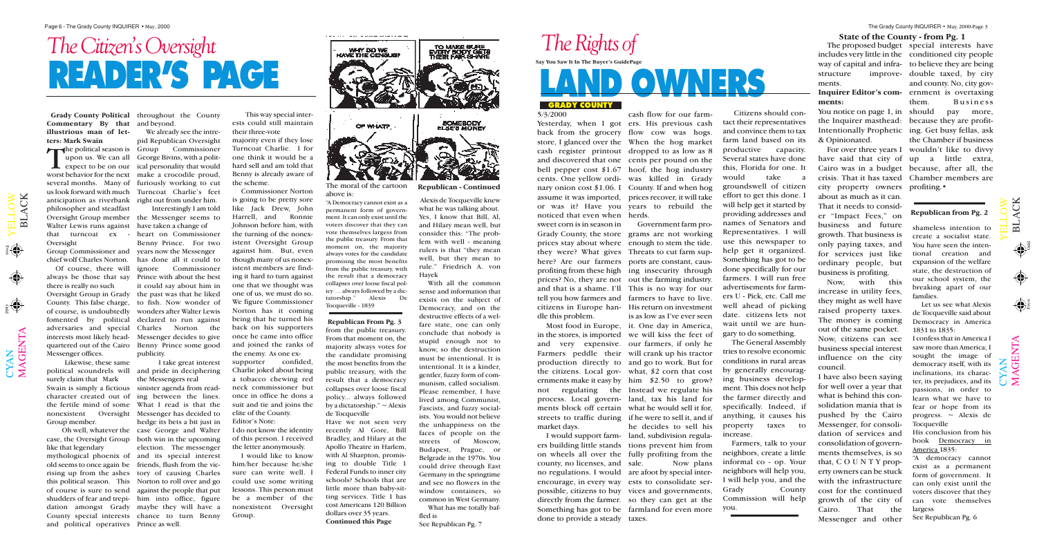# The Citizen's Oversight READER'S PAGE

**Grady County Political Commentary By that illustrious man of letters: Mark Swain**

The political season is upon us. We can all expect to be on our worst behavior for the next several months. Many of us look forward with much anticipation as riverbank philosopher and steadfast Oversight Group member Walter Lewis runs against that turncoat ex - Oversight Group Commissioner and chief wolf Charles Norton.

Of course, there will always be those that say there is really no such Oversight Group in Grady County. This false charge, of course, is undoubtedly fomented by political adversaries and special interests most likely headquartered out of the Cairo Messenger offices.

Likewise, these same political scoundrels will surely claim that Mark Swain is simply a fictious character created out of the fertile mind of some nonexistent Oversight Group member.

Oh well, whatever the case, the Oversight Group like that legendary mythological phoenix of old seems to once again be rising up from the ashes this political season. This of course is sure to send shudders of fear and trepidation amongst Grady County special interests and political operatives throughout the County and beyond.

We already see the intrepid Republican Oversight Group Commissioner George Bivins, with a political personality that would make a crocodile proud, furiously working to cut Turncoat Charlie's feet right out from under him.

Interestingly I am told the Messenger seems to have taken a change of heart on Commissioner Benny Prince. For two years now the Messenger has done all it could to ignore Commissioner Prince with about the best it could say about him in the past was that he liked to fish. Now wonder of wonders after Walter Lewis declared to run against Charles Norton the Messenger decides to give Benny Prince some good publicity.

I take great interest and pride in deciphering the Messengers real sinister agenda from reading between the lines. What I read is that the Messenger has decided to hedge its bets a bit just in case George and Walter both win in the upcoming election. The messenger and its special interest friends, flush from the victory of causing Charles Norton to roll over and go against the people that put him into office, figure maybe they will have a chance to turn Benny Prince as well.

This way special interests could still maintain their three-vote majority even if they lose Turncoat Charlie. I for one think it would be a hard sell and am told that Benny is already aware of the scheme.

Commissioner Norton is going to be pretty sore like Jack Drew, John Harrell, and Ronnie Johnson before him, with the turning of the nonexistent Oversight Group against him. But, even though many of us nonexistent members are finding it hard to turn against one that we thought was one of us, we must do so. We figure Commissioner Norton has it coming being that he turned his back on his supporters once he came into office and joined the ranks of the enemy. As one ex-supporter confided, Charlie joked about being a tobacco chewing red neck commissioner but once in office he dons a suit and tie and joins the elite of the County.

Editor's Note:

I do not know the identity of this person. I received the letter anonymously.

I would like to know him/her because he/she sure can write well. I could use some writing lessons. This person must be a member of the nonexistent Oversight Group.

The moral of the cartoon above is:

"A Democracy cannot exist as a permanent form of government. It can only exist until the voters discover that they can vote themselves largess from the public treasury. From that moment on, the majority always votes for the candidate promising the most benefits from the public treasury, with the result that a democracy collapses over loose fiscal policy ... always followed by a dictatorship." Alexis De Tocqueville - 1839

**Republican From Pg. 3**

from the public treasury. From that moment on, the majority always votes for the candidate promising the most benefits from the public treasury, with the result that a democracy collapses over loose fiscal policy... always followed by a dictatorship." ~ Alexis de Tocqueville

Have we not seen very recently Al Gore, Bill Bradley, and Hilary at the Apollo Theatre in Harlem, with Al Sharpton, promising to double Title 1 Federal Funds to inner city schools? Schools that are little more than baby-sitting services. Title 1 has cost Americans 120 Billion dollars over 35 years.

**Continued this Page**

**Republican - Continued**

Alexis de Tocqueville knew what he was talking about. Yes, I know that Bill, Al, and Hilary mean well, but consider this: "The problem with well - meaning rulers is that "they mean well, but they mean to rule." Friedrich A. von Hayek

With all the common sense and information that exists on the subject of Democracy, and on the destructive effects of a welfare state, one can only conclude that nobody is stupid enough not to know, so the destruction must be intentional. It is intentional. It is a kinder, gentler, fuzzy form of communism, called socialism. Please remember, I have lived among Communist, Fascists, and fuzzy socialists. You would not believe the unhappiness on the faces of people on the streets of Moscow, Budapest, Prague, or Belgrade in the 1970s. You could drive through East Germany in the springtime and see no flowers in the window containers, so common in West Germany.

What has me totally baffled is

See Republican Pg. 7

# The Rights of LAND OWNERS

**Say You Saw It In The Buyer's GuidePage**

**GRADY COUNTY**

5/3/2000

Yesterday, when I got back from the grocery store, I glanced over the cash register printout and discovered that one bell pepper cost $1.67 cents. One yellow ordinary onion cost $1.06. I assume it was imported, or was it? Have you noticed that even when sweet corn is in season in Grady County, the store prices stay about where they were? What gives here? Are our farmers profiting from these high prices? No, they are not and that is a shame. I'll tell you how farmers and citizens in Europe handle this problem.

Most food in Europe, in the stores, is imported and very expensive. Farmers peddle their production directly to the citizens. Local governments make it easy by not regulating the process. Local governments block off certain streets to traffic during market days.

I would support farmers building little stands on wheels all over the county, no licenses, and no regulations. I would encourage, in every way possible, citizens to buy directly from the farmer. Something has got to be done to provide a steady cash flow for our farmers. His previous cash flow cow was hogs. When the hog market dropped to as low as 8 cents per pound on the hoof, the hog industry was killed in Grady County. If and when hog prices recover, it will take years to rebuild the herds.

Government farm programs are not working enough to stem the tide. Threats to cut farm supports are constant, causing insecurity through out the farming industry. This is no way for our farmers to have to live. His return on investment is as low as I've ever seen it. One day in America, we will kiss the feet of our farmers, if only he will crank up his tractor and go to work. But for what, $2 corn that cost him $2.50 to grow? Instead we regulate his land, tax his land for what he would sell it for, if he were to sell it, and if he decides to sell his land, subdivision regulations prevent him from fully profiting from the sale. Now plans are afoot by special interests to consolidate services and governments, so they can get at the farmland for even more taxes.

Citizens should contact their representatives and convince them to tax farm land based on its productive capacity. Several states have done this, Florida for one. It would take a groundswell of citizen effort to get this done. I will help get it started by providing addresses and names of Senators and Representatives. I will use this newspaper to help get it organized. Something has got to be done specifically for our farmers. I will run free advertisements for farmers U - Pick, etc. Call me well ahead of picking date. citizens lets not wait until we are hungary to do something.

The General Assembly tries to resolve economic conditions in rural areas by generally encouraging business development. This does not help the farmer directly and specifically. Indeed, if anything, it causes his property taxes to increase.

Farmers, talk to your neighbors, create a little informal co - op. Your neighbors will help you, I will help you, and the Grady County Commission will help you.

**State of the County - from Pg. 1**

The proposed budget includes very little in the way of capital and infrastructure improvements.

**Inquirer Editor's comments:**

You notice on page 1, in the Inquirer masthead: Intentionally Prophetic & Opinionated.

For over three years I have said that city of Cairo was in a budget crisis. That it has taxed city property owners about as much as it can. That it needs to consider "Impact Fees," on business and future growth. That business is only paying taxes, and for services just like ordinary people, but business is profiting.

Now, with this increase in utility fees, they might as well have raised property taxes. The money is coming out of the same pocket. Now, citizens can see business special interest influence on the city council.

I have also been saying for well over a year that what is behind this consolidation mania that is pushed by the Cairo Messenger, for consolidation of services and consolidation of governments themselves, is so that, C O U N T Y property owners can be stuck with the infrastructure cost for the continued growth of the city of Cairo. That the Messenger and other special interests have conditioned city people to believe they are being double taxed, by city and county. No, city government is overtaxing them. Business should pay more, because they are profiting. Get busy fellas, ask the Chamber if business wouldn't like to divvy up a little extra, because, after all, the Chamber members are profiting.•

**Republican from Pg. 2**

shameless intention to create a socialist state. You have seen the intentional creation and expansion of the welfare state, the destruction of our school system, the breaking apart of our families.

Let us see what Alexis de Tocqueville said about Democracy in America 1831 to 1835:

I confess that in America I saw more than America; I sought the image of democracy itself, with its inclinations, its character, its prejudices, and its passions, in order to learn what we have to fear or hope from its progress. ~ Alexis de Tocqueville

His conclusion from his book Democracy in America 1835:

"A democracy cannot exist as a permanent form of government. It can only exist until the voters discover that they can vote themselves largess

See Republican Pg. 6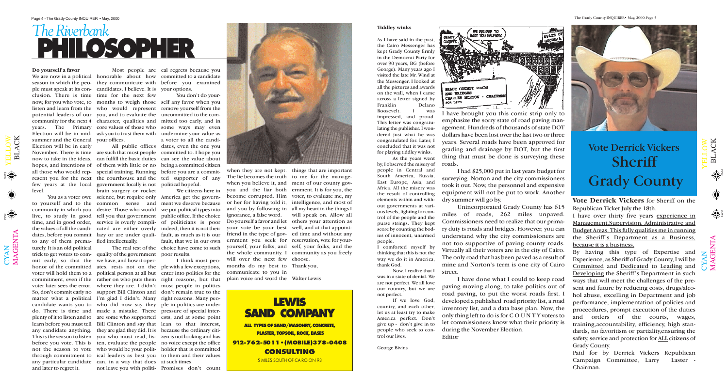# *The Riverbank* PHILOSOPHER

### Do yourself a favor

We are now in a political season in which the people must speak at its conclusion. There is time now, for you who vote, to listen and learn from the potential leaders of our community for the next 4 years. The Primary Election will be in mid-summer and the General Election will be in early November. There is time now to take in the ideas, hopes, and intentions of all those who would represent you for the next few years at the local level.

You as a voter owe to yourself and to the community in which you live, to study in good time, and in good order, the values of all the candidates, before you commit to any of them prematurely. It is an old political trick to get voters to commit early, so that the honor of the committed voter will hold them to a commitment, even if the voter later sees the error. So, don't commit early no matter what a political candidate wants you to do. There is time and plenty of it to listen and learn before you must tell any candidate anything. This is the season to listen before you vote. This is not the season to vote through commitment to any particular candidate and later to regret it.

Most people are honorable about how they communicate with candidates, I believe. It is time for the next few months to weigh those who would represent you, and to evaluate the character, qualities and core values of those who ask you to trust them with your offices.

All public offices are such that most people can fulfill the basic duties of them with little or no special training. Running the courthouse and the government locally is not brain surgery or rocket science, but require only common sense and desire. Those who would tell you that government service is overly complicated are either overly lazy or are under qualified intellectually.

The real test of the quality of the government we have, and how it operates, rests not on the political person at all but rather on who puts them where they are. I didn't support Bill Clinton and I'm glad I didn't. Many who did now say they made a mistake. There are some who supported Bill Clinton and say that they are glad they did. It is you who must read, listen, evaluate the people who would be your political leaders as best you can, in a way that does not leave you with political regrets because you committed to a candidate before you examined your options.

You don't do yourself any favor when you remove yourself from the uncommitted to the committed too early, and in some ways may even undermine your value as a voter to all the candidates, even the one you committed to. I hope you can see the value about being a committed citizen before you are a committed supporter of any political hopeful.

We citizens here in America get the government we deserve because we put political types into public office. If the choice of politicians is poor indeed, then it is not their fault, as much as it is our fault, that we in our own choice have come to such poor results.

I think most people with a few exceptions, enter into politics for the right reasons, but that most people in politics don't remain true to the right reasons. Many people in politics are under pressure of special interests, and at some point lean to that interest, because the ordinary citizen is not looking and has no voice except the office holder that is committed to them and their values at such times.

Promises don't count when they are not kept. The lie becomes the truth when you believe it, and you and the liar both become corrupted. Him or her for having told it, and you by following in ignorance, a false word.

Do yourself a favor and let your vote be your best friend in the type of government you seek for yourself, your folks, and the whole community. I will over the next few months do my best to communicate to you in plain voice and word the things that are important to me for the management of our county government. It is for you, the voter, to evaluate me, my intelligence, and most of all my heart in the things I will speak on. Allow all others your attention as well, and at that appointed time and without any reservation, vote for yourself, your folks, and the community as you freely choose.

Thank you,

Walter Lewis

## LEWIS SAND COMPANY

**ALL TYPES OF SAND/MASONRY, CONCRETE, PLASTER, TOPSOIL, ROCK, BASES**

**912-762-5011 • (MOBILE)378-0408**

**CONSULTING**

5 MILES SOUTH OF CAIRO ON 93

### Tiddley winks

As I have said in the past, the Cairo Messenger has kept Grady County firmly in the Democrat Party for over 90 years, BG (before George). Many years ago I visited the late Mr. Wind at the Messenger. I looked at all the pictures and awards on the wall, when I came across a letter signed by Franklin Delano Roosevelt. I was impressed, and proud. This letter was congratulating the publisher. I wondered just what he was congratulated for. Later, I concluded that it was not for playing tiddley winks.

As the years went by, I observed the misery of people in Central and South America, Russia, East Europe, Asia, and Africa. All the misery was the result of controlling elements within and without governments at various levels, fighting for control of the people and the purse strings. They kept score by counting the bodies of innocent, unarmed people.

I comforted myself by thinking that this is not the way we do it in America, thank God.

Now, I realize that I was in a state of denial. We are not perfect. We all love our country, but we are not perfect.

If we love God, country, and each other, let us at least try to make America perfect. Don't give up - don't give in to people who seek to control our lives.

George Bivins

WE DECIDED TO MEET YOU HALFWAY.

GRADY COUNTY

STATE OF GEORGIA

GRADY COUNTY ROADS AND BRIDGES CHARLES NORTON - CHAIRMAN FOR LIFE

I have brought you this comic strip only to emphasize the sorry state of road paving management. Hundreds of thousands of state DOT dollars have been lost over the last two or three years. Several roads have been approved for grading and drainage by DOT, but the first thing that must be done is surveying these roads.

I had $25,000 put in last years budget for surveying. Norton and the city commissioners took it out. Now, the personnel and expensive equipment will not be put to work. Another dry summer will go by.

Unincorporated Grady County has 615 miles of roads, 262 miles unpaved. Commissioners need to realize that our primary duty is roads and bridges. However, you can understand why the city commissioners are not too supportive of paving county roads. Virtually all their voters are in the city of Cairo. The only road that has been paved as a result of mine and Norton's term is one city of Cairo street.

I have done what I could to keep road paving moving along, to take politics out of road paving, to put the worst roads first. I developed a published road priority list, a road inventory list, and a data base plan. Now, the only thing left to do is for C O U N T Y voters to let commissioners know what their priority is during the November Election.

Editor

## Vote Derrick Vickers Sheriff Grady County

**Vote Derrick Vickers** for Sheriff on the Republican Ticket July the 18th.

I have over thirty five years experience in Management, Supervision, Administrative and Budget Areas. This fully qualifies me in running the Sheriff's Department as a Business, because it is a business.

By having this type of Expertise and Experience, as Sheriff of Grady County, I will be Committed and Dedicated to Leading and Developing the Sheriff's Department in such ways that will meet the challenges of the present and future by reducing costs, drugs/alcohol abuse, excelling in Department and job performance, implementation of policies and proceedures, prompt execution of the duties and orders of the courts, wages, training, accountability, efficiency, high standards, no favoritism or partiality, ensuring the safety, service and protection for ALL citizens of Grady County.

Paid for by Derrick Vickers Republican Campaign Committee, Larry Laster - Chairman.